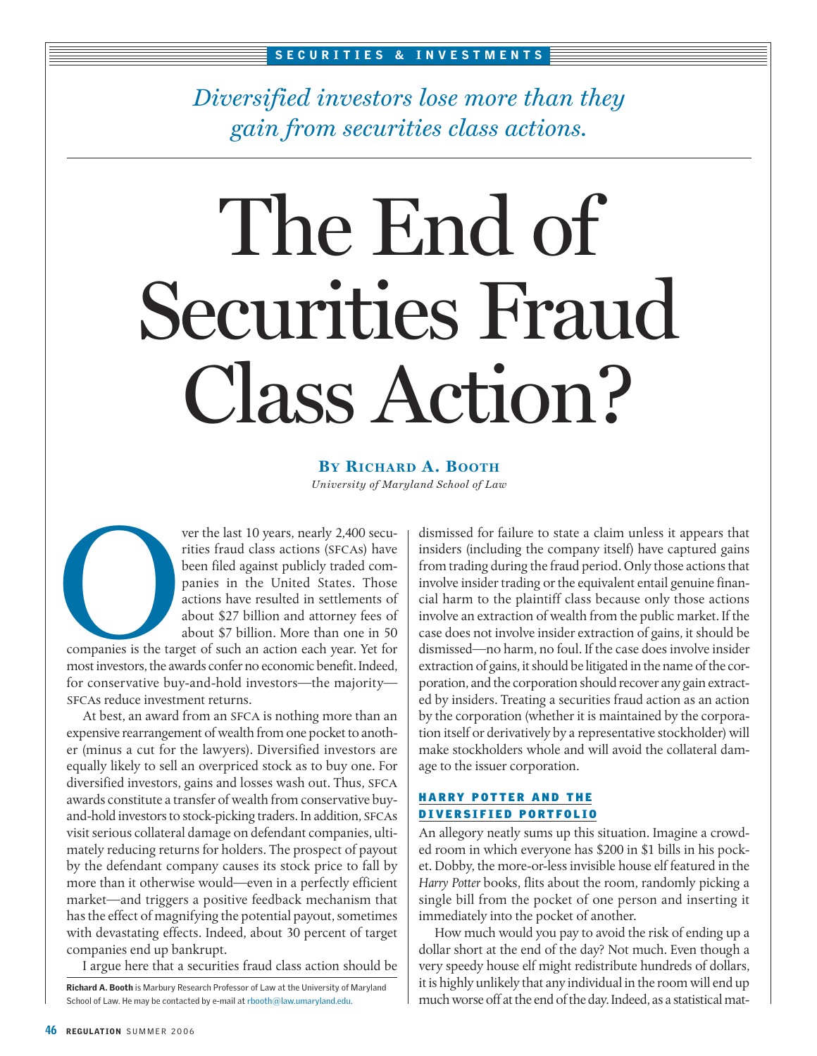*Diversified investors lose more than they gain from securities class actions.*

# The End of Securities Fraud Class Action?

**BY RICHARD A. BOOTH**
*University of Maryland School of Law*

Over the last 10 years, nearly 2,400 securities fraud class actions (SFCAs) have been filed against publicly traded companies in the United States. Those actions have resulted in settlements of about $27 billion and attorney fees of about $7 billion. More than one in 50 companies is the target of such an action each year. Yet for most investors, the awards confer no economic benefit. Indeed, for conservative buy-and-hold investors—the majority—SFCAs reduce investment returns.

At best, an award from an SFCA is nothing more than an expensive rearrangement of wealth from one pocket to another (minus a cut for the lawyers). Diversified investors are equally likely to sell an overpriced stock as to buy one. For diversified investors, gains and losses wash out. Thus, SFCA awards constitute a transfer of wealth from conservative buy-and-hold investors to stock-picking traders. In addition, SFCAs visit serious collateral damage on defendant companies, ultimately reducing returns for holders. The prospect of payout by the defendant company causes its stock price to fall by more than it otherwise would—even in a perfectly efficient market—and triggers a positive feedback mechanism that has the effect of magnifying the potential payout, sometimes with devastating effects. Indeed, about 30 percent of target companies end up bankrupt.

I argue here that a securities fraud class action should be dismissed for failure to state a claim unless it appears that insiders (including the company itself) have captured gains from trading during the fraud period. Only those actions that involve insider trading or the equivalent entail genuine financial harm to the plaintiff class because only those actions involve an extraction of wealth from the public market. If the case does not involve insider extraction of gains, it should be dismissed—no harm, no foul. If the case does involve insider extraction of gains, it should be litigated in the name of the corporation, and the corporation should recover any gain extracted by insiders. Treating a securities fraud action as an action by the corporation (whether it is maintained by the corporation itself or derivatively by a representative stockholder) will make stockholders whole and will avoid the collateral damage to the issuer corporation.

**Richard A. Booth** is Marbury Research Professor of Law at the University of Maryland School of Law. He may be contacted by e-mail at rbooth@law.umaryland.edu.

## HARRY POTTER AND THE DIVERSIFIED PORTFOLIO

An allegory neatly sums up this situation. Imagine a crowded room in which everyone has $200 in $1 bills in his pocket. Dobby, the more-or-less invisible house elf featured in the *Harry Potter* books, flits about the room, randomly picking a single bill from the pocket of one person and inserting it immediately into the pocket of another.

How much would you pay to avoid the risk of ending up a dollar short at the end of the day? Not much. Even though a very speedy house elf might redistribute hundreds of dollars, it is highly unlikely that any individual in the room will end up much worse off at the end of the day. Indeed, as a statistical mat-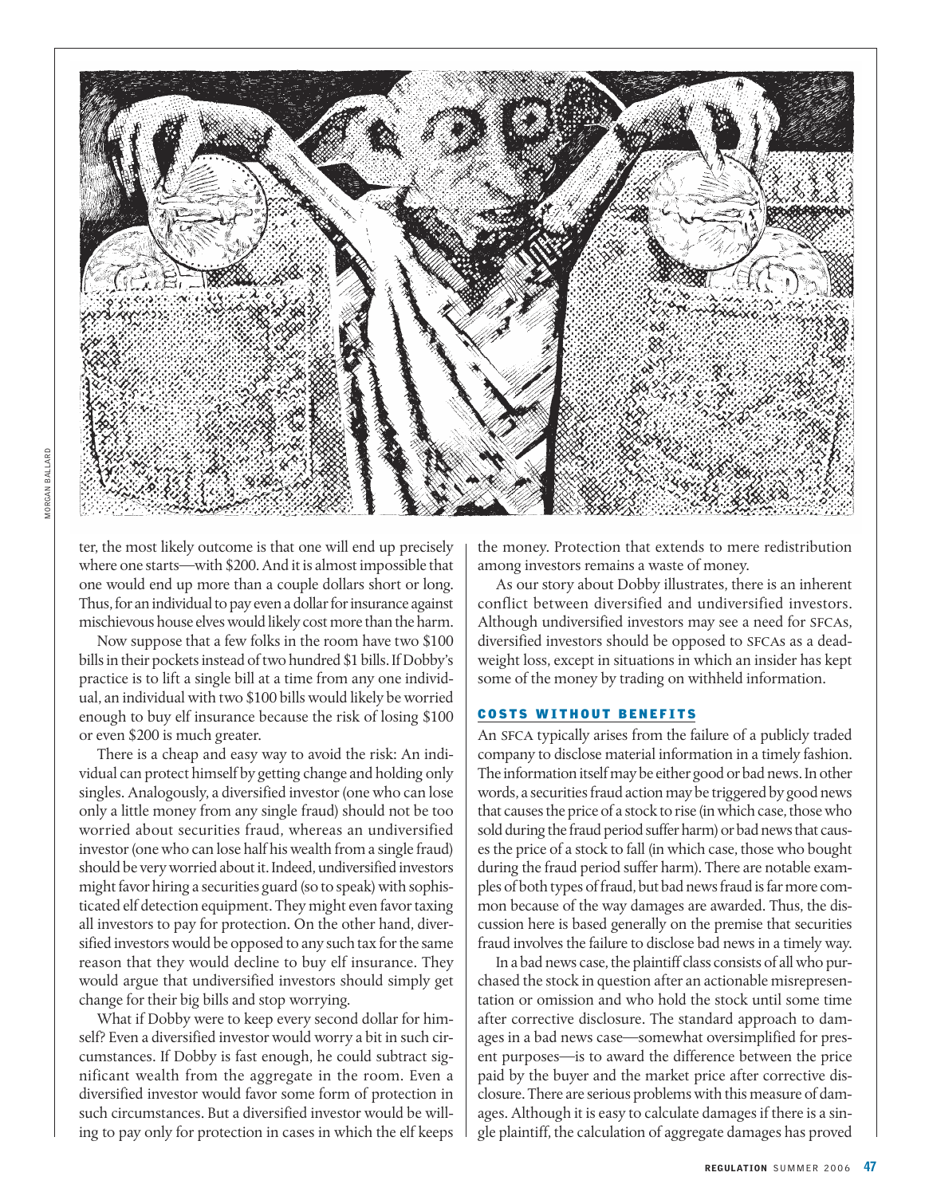ter, the most likely outcome is that one will end up precisely where one starts—with $200. And it is almost impossible that one would end up more than a couple dollars short or long. Thus, for an individual to pay even a dollar for insurance against mischievous house elves would likely cost more than the harm.

Now suppose that a few folks in the room have two $100 bills in their pockets instead of two hundred $1 bills. If Dobby's practice is to lift a single bill at a time from any one individual, an individual with two $100 bills would likely be worried enough to buy elf insurance because the risk of losing $100 or even $200 is much greater.

There is a cheap and easy way to avoid the risk: An individual can protect himself by getting change and holding only singles. Analogously, a diversified investor (one who can lose only a little money from any single fraud) should not be too worried about securities fraud, whereas an undiversified investor (one who can lose half his wealth from a single fraud) should be very worried about it. Indeed, undiversified investors might favor hiring a securities guard (so to speak) with sophisticated elf detection equipment. They might even favor taxing all investors to pay for protection. On the other hand, diversified investors would be opposed to any such tax for the same reason that they would decline to buy elf insurance. They would argue that undiversified investors should simply get change for their big bills and stop worrying.

What if Dobby were to keep every second dollar for himself? Even a diversified investor would worry a bit in such circumstances. If Dobby is fast enough, he could subtract significant wealth from the aggregate in the room. Even a diversified investor would favor some form of protection in such circumstances. But a diversified investor would be willing to pay only for protection in cases in which the elf keeps the money. Protection that extends to mere redistribution among investors remains a waste of money.

As our story about Dobby illustrates, there is an inherent conflict between diversified and undiversified investors. Although undiversified investors may see a need for SFCAs, diversified investors should be opposed to SFCAs as a deadweight loss, except in situations in which an insider has kept some of the money by trading on withheld information.

## COSTS WITHOUT BENEFITS

An SFCA typically arises from the failure of a publicly traded company to disclose material information in a timely fashion. The information itself may be either good or bad news. In other words, a securities fraud action may be triggered by good news that causes the price of a stock to rise (in which case, those who sold during the fraud period suffer harm) or bad news that causes the price of a stock to fall (in which case, those who bought during the fraud period suffer harm). There are notable examples of both types of fraud, but bad news fraud is far more common because of the way damages are awarded. Thus, the discussion here is based generally on the premise that securities fraud involves the failure to disclose bad news in a timely way.

In a bad news case, the plaintiff class consists of all who purchased the stock in question after an actionable misrepresentation or omission and who hold the stock until some time after corrective disclosure. The standard approach to damages in a bad news case—somewhat oversimplified for present purposes—is to award the difference between the price paid by the buyer and the market price after corrective disclosure. There are serious problems with this measure of damages. Although it is easy to calculate damages if there is a single plaintiff, the calculation of aggregate damages has proved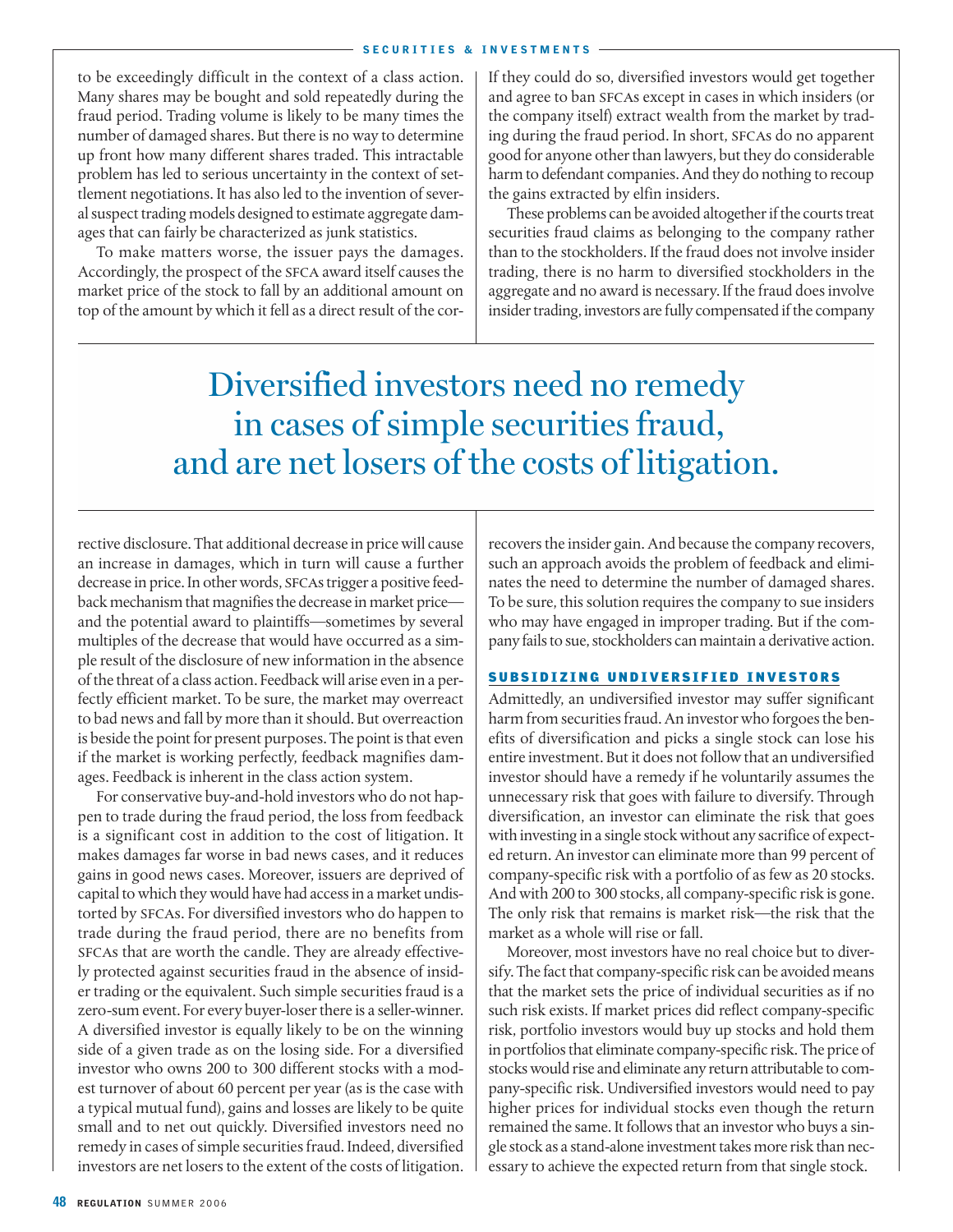to be exceedingly difficult in the context of a class action. Many shares may be bought and sold repeatedly during the fraud period. Trading volume is likely to be many times the number of damaged shares. But there is no way to determine up front how many different shares traded. This intractable problem has led to serious uncertainty in the context of settlement negotiations. It has also led to the invention of several suspect trading models designed to estimate aggregate damages that can fairly be characterized as junk statistics.

To make matters worse, the issuer pays the damages. Accordingly, the prospect of the SFCA award itself causes the market price of the stock to fall by an additional amount on top of the amount by which it fell as a direct result of the corrective disclosure. That additional decrease in price will cause an increase in damages, which in turn will cause a further decrease in price. In other words, SFCAs trigger a positive feedback mechanism that magnifies the decrease in market price—and the potential award to plaintiffs—sometimes by several multiples of the decrease that would have occurred as a simple result of the disclosure of new information in the absence of the threat of a class action. Feedback will arise even in a perfectly efficient market. To be sure, the market may overreact to bad news and fall by more than it should. But overreaction is beside the point for present purposes. The point is that even if the market is working perfectly, feedback magnifies damages. Feedback is inherent in the class action system.

For conservative buy-and-hold investors who do not happen to trade during the fraud period, the loss from feedback is a significant cost in addition to the cost of litigation. It makes damages far worse in bad news cases, and it reduces gains in good news cases. Moreover, issuers are deprived of capital to which they would have had access in a market undistorted by SFCAs. For diversified investors who do happen to trade during the fraud period, there are no benefits from SFCAs that are worth the candle. They are already effectively protected against securities fraud in the absence of insider trading or the equivalent. Such simple securities fraud is a zero-sum event. For every buyer-loser there is a seller-winner. A diversified investor is equally likely to be on the winning side of a given trade as on the losing side. For a diversified investor who owns 200 to 300 different stocks with a modest turnover of about 60 percent per year (as is the case with a typical mutual fund), gains and losses are likely to be quite small and to net out quickly. Diversified investors need no remedy in cases of simple securities fraud. Indeed, diversified investors are net losers to the extent of the costs of litigation.

If they could do so, diversified investors would get together and agree to ban SFCAs except in cases in which insiders (or the company itself) extract wealth from the market by trading during the fraud period. In short, SFCAs do no apparent good for anyone other than lawyers, but they do considerable harm to defendant companies. And they do nothing to recoup the gains extracted by elfin insiders.

These problems can be avoided altogether if the courts treat securities fraud claims as belonging to the company rather than to the stockholders. If the fraud does not involve insider trading, there is no harm to diversified stockholders in the aggregate and no award is necessary. If the fraud does involve insider trading, investors are fully compensated if the company recovers the insider gain. And because the company recovers, such an approach avoids the problem of feedback and eliminates the need to determine the number of damaged shares. To be sure, this solution requires the company to sue insiders who may have engaged in improper trading. But if the company fails to sue, stockholders can maintain a derivative action.

> Diversified investors need no remedy in cases of simple securities fraud, and are net losers of the costs of litigation.

## SUBSIDIZING UNDIVERSIFIED INVESTORS

Admittedly, an undiversified investor may suffer significant harm from securities fraud. An investor who forgoes the benefits of diversification and picks a single stock can lose his entire investment. But it does not follow that an undiversified investor should have a remedy if he voluntarily assumes the unnecessary risk that goes with failure to diversify. Through diversification, an investor can eliminate the risk that goes with investing in a single stock without any sacrifice of expected return. An investor can eliminate more than 99 percent of company-specific risk with a portfolio of as few as 20 stocks. And with 200 to 300 stocks, all company-specific risk is gone. The only risk that remains is market risk—the risk that the market as a whole will rise or fall.

Moreover, most investors have no real choice but to diversify. The fact that company-specific risk can be avoided means that the market sets the price of individual securities as if no such risk exists. If market prices did reflect company-specific risk, portfolio investors would buy up stocks and hold them in portfolios that eliminate company-specific risk. The price of stocks would rise and eliminate any return attributable to company-specific risk. Undiversified investors would need to pay higher prices for individual stocks even though the return remained the same. It follows that an investor who buys a single stock as a stand-alone investment takes more risk than necessary to achieve the expected return from that single stock.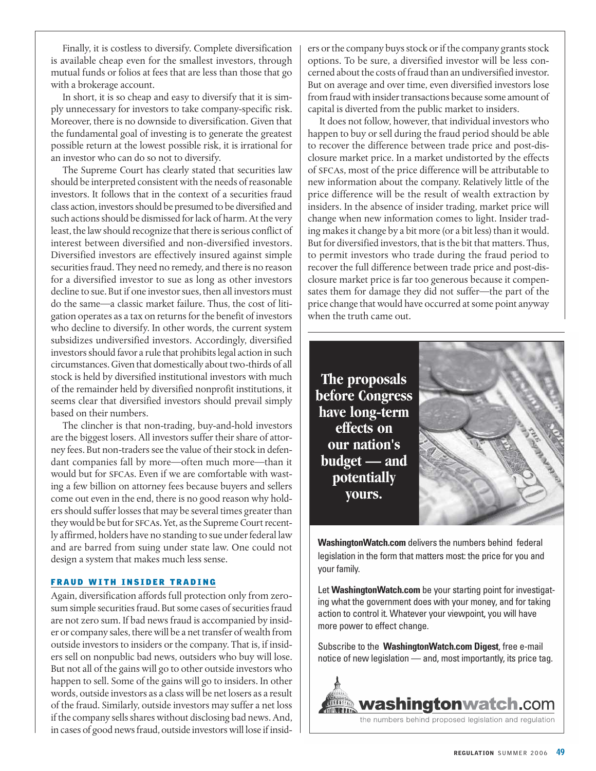Finally, it is costless to diversify. Complete diversification is available cheap even for the smallest investors, through mutual funds or folios at fees that are less than those that go with a brokerage account.

In short, it is so cheap and easy to diversify that it is simply unnecessary for investors to take company-specific risk. Moreover, there is no downside to diversification. Given that the fundamental goal of investing is to generate the greatest possible return at the lowest possible risk, it is irrational for an investor who can do so not to diversify.

The Supreme Court has clearly stated that securities law should be interpreted consistent with the needs of reasonable investors. It follows that in the context of a securities fraud class action, investors should be presumed to be diversified and such actions should be dismissed for lack of harm. At the very least, the law should recognize that there is serious conflict of interest between diversified and non-diversified investors. Diversified investors are effectively insured against simple securities fraud. They need no remedy, and there is no reason for a diversified investor to sue as long as other investors decline to sue. But if one investor sues, then all investors must do the same—a classic market failure. Thus, the cost of litigation operates as a tax on returns for the benefit of investors who decline to diversify. In other words, the current system subsidizes undiversified investors. Accordingly, diversified investors should favor a rule that prohibits legal action in such circumstances. Given that domestically about two-thirds of all stock is held by diversified institutional investors with much of the remainder held by diversified nonprofit institutions, it seems clear that diversified investors should prevail simply based on their numbers.

The clincher is that non-trading, buy-and-hold investors are the biggest losers. All investors suffer their share of attorney fees. But non-traders see the value of their stock in defendant companies fall by more—often much more—than it would but for SFCAs. Even if we are comfortable with wasting a few billion on attorney fees because buyers and sellers come out even in the end, there is no good reason why holders should suffer losses that may be several times greater than they would be but for SFCAs. Yet, as the Supreme Court recently affirmed, holders have no standing to sue under federal law and are barred from suing under state law. One could not design a system that makes much less sense.

### FRAUD WITH INSIDER TRADING

Again, diversification affords full protection only from zero-sum simple securities fraud. But some cases of securities fraud are not zero sum. If bad news fraud is accompanied by insider or company sales, there will be a net transfer of wealth from outside investors to insiders or the company. That is, if insiders sell on nonpublic bad news, outsiders who buy will lose. But not all of the gains will go to other outside investors who happen to sell. Some of the gains will go to insiders. In other words, outside investors as a class will be net losers as a result of the fraud. Similarly, outside investors may suffer a net loss if the company sells shares without disclosing bad news. And, in cases of good news fraud, outside investors will lose if insiders or the company buys stock or if the company grants stock options. To be sure, a diversified investor will be less concerned about the costs of fraud than an undiversified investor. But on average and over time, even diversified investors lose from fraud with insider transactions because some amount of capital is diverted from the public market to insiders.

It does not follow, however, that individual investors who happen to buy or sell during the fraud period should be able to recover the difference between trade price and post-disclosure market price. In a market undistorted by the effects of SFCAs, most of the price difference will be attributable to new information about the company. Relatively little of the price difference will be the result of wealth extraction by insiders. In the absence of insider trading, market price will change when new information comes to light. Insider trading makes it change by a bit more (or a bit less) than it would. But for diversified investors, that is the bit that matters. Thus, to permit investors who trade during the fraud period to recover the full difference between trade price and post-disclosure market price is far too generous because it compensates them for damage they did not suffer—the part of the price change that would have occurred at some point anyway when the truth came out.

**The proposals before Congress have long-term effects on our nation's budget — and potentially yours.**

**WashingtonWatch.com** delivers the numbers behind federal legislation in the form that matters most: the price for you and your family.

Let **WashingtonWatch.com** be your starting point for investigating what the government does with your money, and for taking action to control it. Whatever your viewpoint, you will have more power to effect change.

Subscribe to the **WashingtonWatch.com Digest**, free e-mail notice of new legislation — and, most importantly, its price tag.

**washingtonwatch.com**
the numbers behind proposed legislation and regulation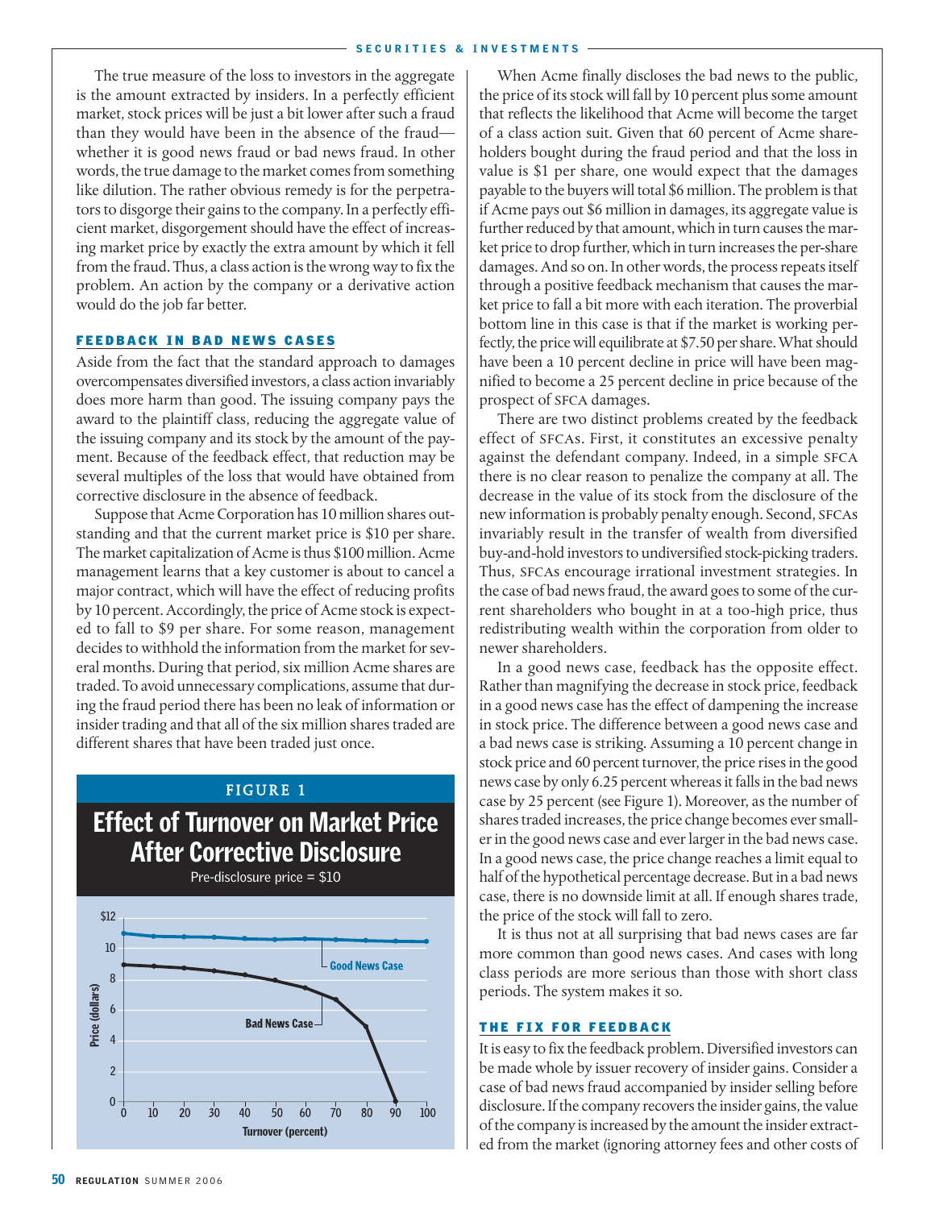The true measure of the loss to investors in the aggregate is the amount extracted by insiders. In a perfectly efficient market, stock prices will be just a bit lower after such a fraud than they would have been in the absence of the fraud—whether it is good news fraud or bad news fraud. In other words, the true damage to the market comes from something like dilution. The rather obvious remedy is for the perpetrators to disgorge their gains to the company. In a perfectly efficient market, disgorgement should have the effect of increasing market price by exactly the extra amount by which it fell from the fraud. Thus, a class action is the wrong way to fix the problem. An action by the company or a derivative action would do the job far better.

### FEEDBACK IN BAD NEWS CASES

Aside from the fact that the standard approach to damages overcompensates diversified investors, a class action invariably does more harm than good. The issuing company pays the award to the plaintiff class, reducing the aggregate value of the issuing company and its stock by the amount of the payment. Because of the feedback effect, that reduction may be several multiples of the loss that would have obtained from corrective disclosure in the absence of feedback.

Suppose that Acme Corporation has 10 million shares outstanding and that the current market price is $10 per share. The market capitalization of Acme is thus $100 million. Acme management learns that a key customer is about to cancel a major contract, which will have the effect of reducing profits by 10 percent. Accordingly, the price of Acme stock is expected to fall to $9 per share. For some reason, management decides to withhold the information from the market for several months. During that period, six million Acme shares are traded. To avoid unnecessary complications, assume that during the fraud period there has been no leak of information or insider trading and that all of the six million shares traded are different shares that have been traded just once.

**FIGURE 1**

**Effect of Turnover on Market Price After Corrective Disclosure**

Pre-disclosure price = $10

When Acme finally discloses the bad news to the public, the price of its stock will fall by 10 percent plus some amount that reflects the likelihood that Acme will become the target of a class action suit. Given that 60 percent of Acme shareholders bought during the fraud period and that the loss in value is $1 per share, one would expect that the damages payable to the buyers will total $6 million. The problem is that if Acme pays out $6 million in damages, its aggregate value is further reduced by that amount, which in turn causes the market price to drop further, which in turn increases the per-share damages. And so on. In other words, the process repeats itself through a positive feedback mechanism that causes the market price to fall a bit more with each iteration. The proverbial bottom line in this case is that if the market is working perfectly, the price will equilibrate at $7.50 per share. What should have been a 10 percent decline in price will have been magnified to become a 25 percent decline in price because of the prospect of SFCA damages.

There are two distinct problems created by the feedback effect of SFCAs. First, it constitutes an excessive penalty against the defendant company. Indeed, in a simple SFCA there is no clear reason to penalize the company at all. The decrease in the value of its stock from the disclosure of the new information is probably penalty enough. Second, SFCAs invariably result in the transfer of wealth from diversified buy-and-hold investors to undiversified stock-picking traders. Thus, SFCAs encourage irrational investment strategies. In the case of bad news fraud, the award goes to some of the current shareholders who bought in at a too-high price, thus redistributing wealth within the corporation from older to newer shareholders.

In a good news case, feedback has the opposite effect. Rather than magnifying the decrease in stock price, feedback in a good news case has the effect of dampening the increase in stock price. The difference between a good news case and a bad news case is striking. Assuming a 10 percent change in stock price and 60 percent turnover, the price rises in the good news case by only 6.25 percent whereas it falls in the bad news case by 25 percent (see Figure 1). Moreover, as the number of shares traded increases, the price change becomes ever smaller in the good news case and ever larger in the bad news case. In a good news case, the price change reaches a limit equal to half of the hypothetical percentage decrease. But in a bad news case, there is no downside limit at all. If enough shares trade, the price of the stock will fall to zero.

It is thus not at all surprising that bad news cases are far more common than good news cases. And cases with long class periods are more serious than those with short class periods. The system makes it so.

### THE FIX FOR FEEDBACK

It is easy to fix the feedback problem. Diversified investors can be made whole by issuer recovery of insider gains. Consider a case of bad news fraud accompanied by insider selling before disclosure. If the company recovers the insider gains, the value of the company is increased by the amount the insider extracted from the market (ignoring attorney fees and other costs of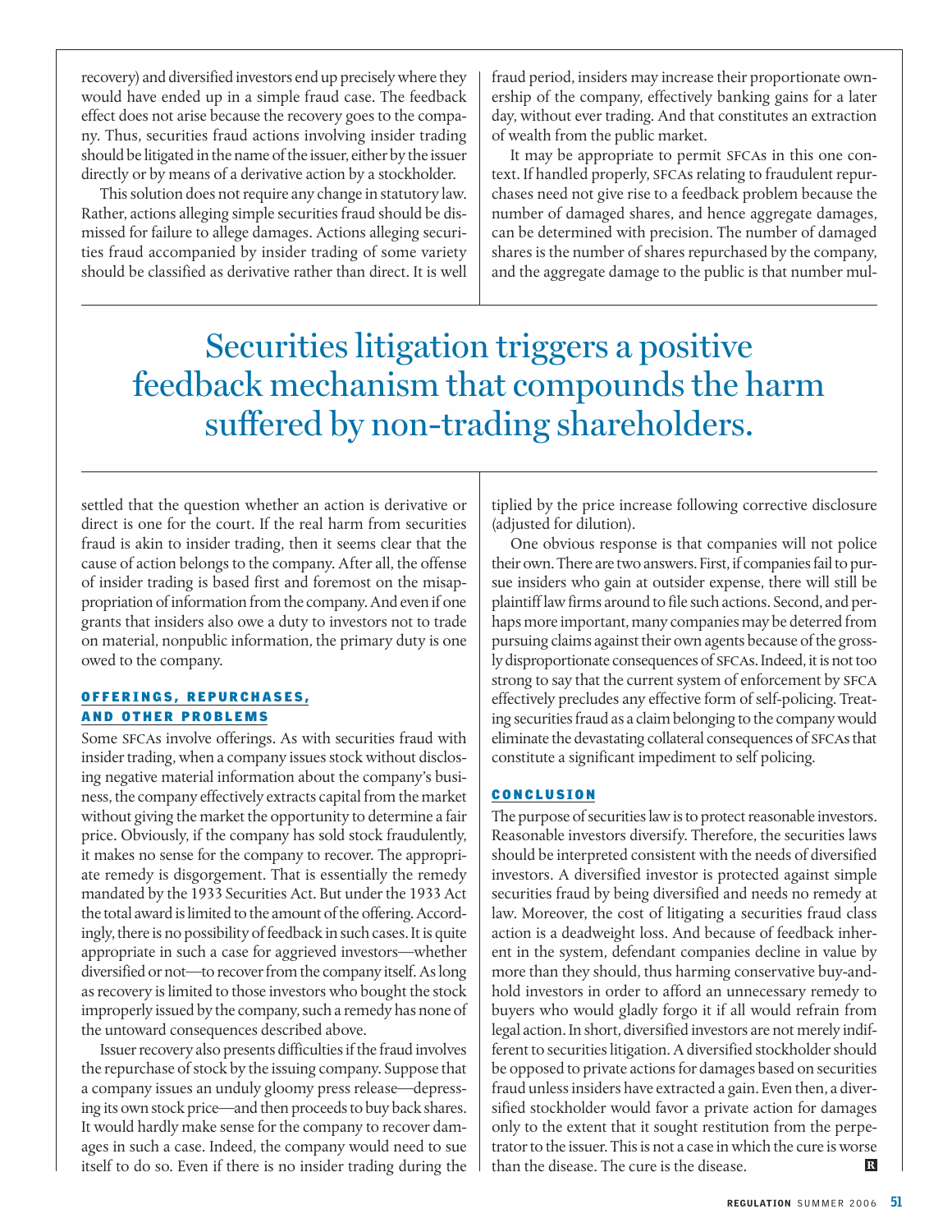recovery) and diversified investors end up precisely where they would have ended up in a simple fraud case. The feedback effect does not arise because the recovery goes to the company. Thus, securities fraud actions involving insider trading should be litigated in the name of the issuer, either by the issuer directly or by means of a derivative action by a stockholder.

This solution does not require any change in statutory law. Rather, actions alleging simple securities fraud should be dismissed for failure to allege damages. Actions alleging securities fraud accompanied by insider trading of some variety should be classified as derivative rather than direct. It is well settled that the question whether an action is derivative or direct is one for the court. If the real harm from securities fraud is akin to insider trading, then it seems clear that the cause of action belongs to the company. After all, the offense of insider trading is based first and foremost on the misappropriation of information from the company. And even if one grants that insiders also owe a duty to investors not to trade on material, nonpublic information, the primary duty is one owed to the company.

> Securities litigation triggers a positive feedback mechanism that compounds the harm suffered by non-trading shareholders.

## OFFERINGS, REPURCHASES, AND OTHER PROBLEMS

Some SFCAs involve offerings. As with securities fraud with insider trading, when a company issues stock without disclosing negative material information about the company's business, the company effectively extracts capital from the market without giving the market the opportunity to determine a fair price. Obviously, if the company has sold stock fraudulently, it makes no sense for the company to recover. The appropriate remedy is disgorgement. That is essentially the remedy mandated by the 1933 Securities Act. But under the 1933 Act the total award is limited to the amount of the offering. Accordingly, there is no possibility of feedback in such cases. It is quite appropriate in such a case for aggrieved investors—whether diversified or not—to recover from the company itself. As long as recovery is limited to those investors who bought the stock improperly issued by the company, such a remedy has none of the untoward consequences described above.

Issuer recovery also presents difficulties if the fraud involves the repurchase of stock by the issuing company. Suppose that a company issues an unduly gloomy press release—depressing its own stock price—and then proceeds to buy back shares. It would hardly make sense for the company to recover damages in such a case. Indeed, the company would need to sue itself to do so. Even if there is no insider trading during the fraud period, insiders may increase their proportionate ownership of the company, effectively banking gains for a later day, without ever trading. And that constitutes an extraction of wealth from the public market.

It may be appropriate to permit SFCAs in this one context. If handled properly, SFCAs relating to fraudulent repurchases need not give rise to a feedback problem because the number of damaged shares, and hence aggregate damages, can be determined with precision. The number of damaged shares is the number of shares repurchased by the company, and the aggregate damage to the public is that number multiplied by the price increase following corrective disclosure (adjusted for dilution).

One obvious response is that companies will not police their own. There are two answers. First, if companies fail to pursue insiders who gain at outsider expense, there will still be plaintiff law firms around to file such actions. Second, and perhaps more important, many companies may be deterred from pursuing claims against their own agents because of the grossly disproportionate consequences of SFCAs. Indeed, it is not too strong to say that the current system of enforcement by SFCA effectively precludes any effective form of self-policing. Treating securities fraud as a claim belonging to the company would eliminate the devastating collateral consequences of SFCAs that constitute a significant impediment to self policing.

## CONCLUSION

The purpose of securities law is to protect reasonable investors. Reasonable investors diversify. Therefore, the securities laws should be interpreted consistent with the needs of diversified investors. A diversified investor is protected against simple securities fraud by being diversified and needs no remedy at law. Moreover, the cost of litigating a securities fraud class action is a deadweight loss. And because of feedback inherent in the system, defendant companies decline in value by more than they should, thus harming conservative buy-and-hold investors in order to afford an unnecessary remedy to buyers who would gladly forgo it if all would refrain from legal action. In short, diversified investors are not merely indifferent to securities litigation. A diversified stockholder should be opposed to private actions for damages based on securities fraud unless insiders have extracted a gain. Even then, a diversified stockholder would favor a private action for damages only to the extent that it sought restitution from the perpetrator to the issuer. This is not a case in which the cure is worse than the disease. The cure is the disease.